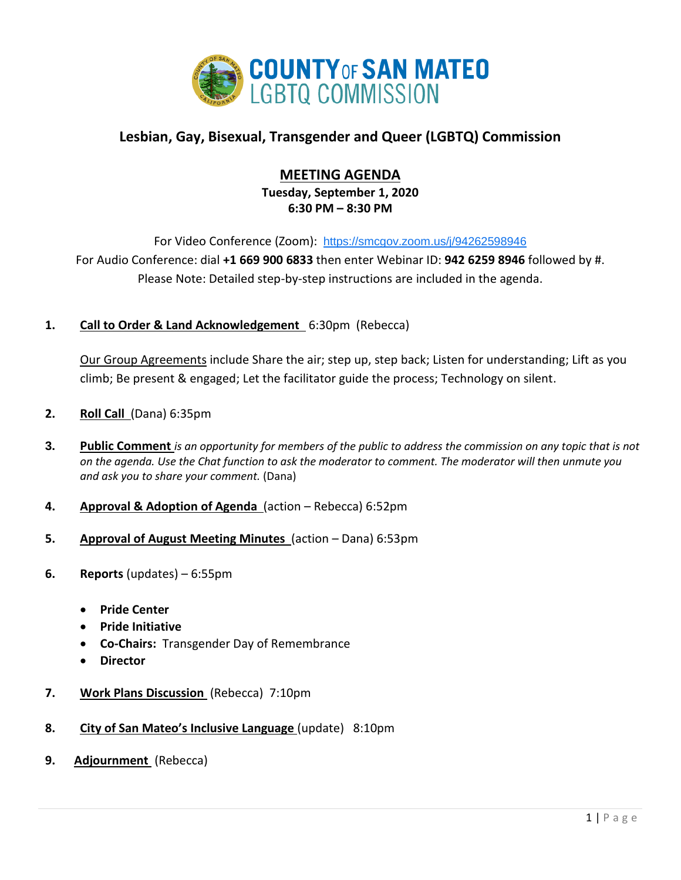# COUNTY OF SAN MATEO LGBTQ COMMISSION

## Lesbian, Gay, Bisexual, Transgender and Queer (LGBTQ) Commission

### MEETING AGENDA

**Tuesday, September 1, 2020**
**6:30 PM – 8:30 PM**

For Video Conference (Zoom): https://smcgov.zoom.us/j/94262598946
For Audio Conference: dial **+1 669 900 6833** then enter Webinar ID: **942 6259 8946** followed by #.
Please Note: Detailed step-by-step instructions are included in the agenda.

1. **Call to Order & Land Acknowledgement** 6:30pm (Rebecca)

   Our Group Agreements include Share the air; step up, step back; Listen for understanding; Lift as you climb; Be present & engaged; Let the facilitator guide the process; Technology on silent.

2. **Roll Call** (Dana) 6:35pm

3. **Public Comment** *is an opportunity for members of the public to address the commission on any topic that is not on the agenda. Use the Chat function to ask the moderator to comment. The moderator will then unmute you and ask you to share your comment.* (Dana)

4. **Approval & Adoption of Agenda** (action – Rebecca) 6:52pm

5. **Approval of August Meeting Minutes** (action – Dana) 6:53pm

6. **Reports** (updates) – 6:55pm

   - **Pride Center**
   - **Pride Initiative**
   - **Co-Chairs:** Transgender Day of Remembrance
   - **Director**

7. **Work Plans Discussion** (Rebecca) 7:10pm

8. **City of San Mateo's Inclusive Language** (update) 8:10pm

9. **Adjournment** (Rebecca)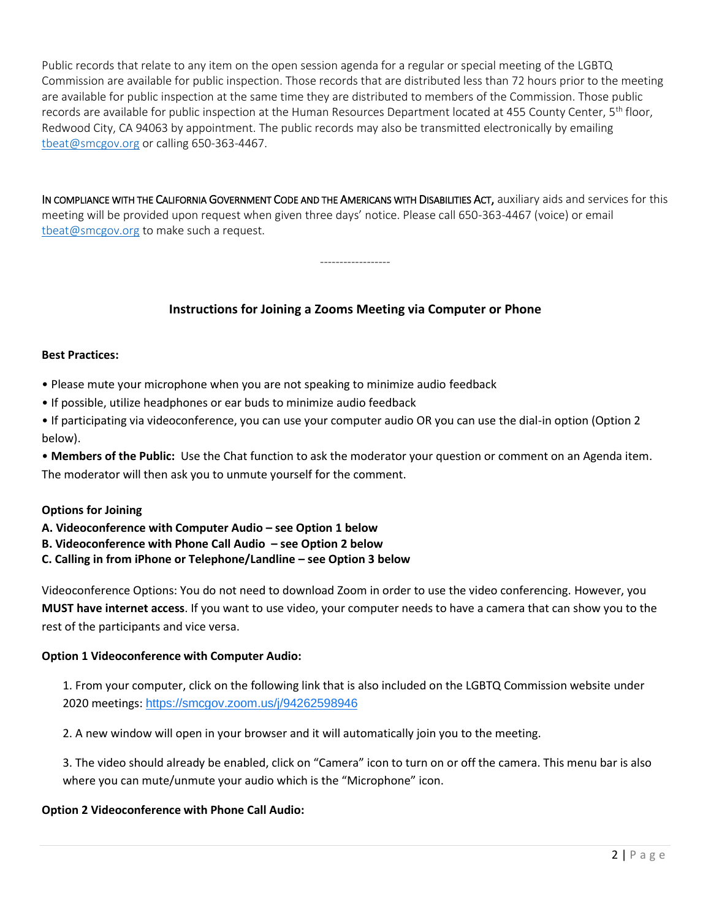Public records that relate to any item on the open session agenda for a regular or special meeting of the LGBTQ Commission are available for public inspection. Those records that are distributed less than 72 hours prior to the meeting are available for public inspection at the same time they are distributed to members of the Commission. Those public records are available for public inspection at the Human Resources Department located at 455 County Center, 5th floor, Redwood City, CA 94063 by appointment. The public records may also be transmitted electronically by emailing tbeat@smcgov.org or calling 650-363-4467.

IN COMPLIANCE WITH THE CALIFORNIA GOVERNMENT CODE AND THE AMERICANS WITH DISABILITIES ACT, auxiliary aids and services for this meeting will be provided upon request when given three days' notice. Please call 650-363-4467 (voice) or email tbeat@smcgov.org to make such a request.

------------------

## Instructions for Joining a Zooms Meeting via Computer or Phone

**Best Practices:**

- Please mute your microphone when you are not speaking to minimize audio feedback
- If possible, utilize headphones or ear buds to minimize audio feedback
- If participating via videoconference, you can use your computer audio OR you can use the dial-in option (Option 2 below).
- **Members of the Public:** Use the Chat function to ask the moderator your question or comment on an Agenda item. The moderator will then ask you to unmute yourself for the comment.

**Options for Joining**

**A. Videoconference with Computer Audio – see Option 1 below**
**B. Videoconference with Phone Call Audio – see Option 2 below**
**C. Calling in from iPhone or Telephone/Landline – see Option 3 below**

Videoconference Options: You do not need to download Zoom in order to use the video conferencing. However, you **MUST have internet access**. If you want to use video, your computer needs to have a camera that can show you to the rest of the participants and vice versa.

**Option 1 Videoconference with Computer Audio:**

1. From your computer, click on the following link that is also included on the LGBTQ Commission website under 2020 meetings: https://smcgov.zoom.us/j/94262598946

2. A new window will open in your browser and it will automatically join you to the meeting.

3. The video should already be enabled, click on "Camera" icon to turn on or off the camera. This menu bar is also where you can mute/unmute your audio which is the "Microphone" icon.

**Option 2 Videoconference with Phone Call Audio:**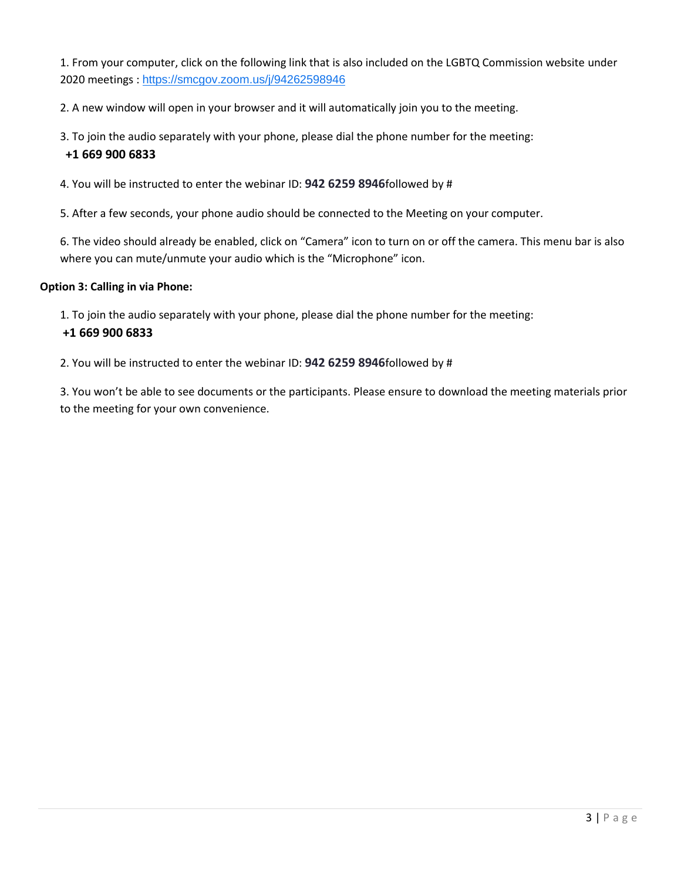1. From your computer, click on the following link that is also included on the LGBTQ Commission website under 2020 meetings : https://smcgov.zoom.us/j/94262598946

2. A new window will open in your browser and it will automatically join you to the meeting.

3. To join the audio separately with your phone, please dial the phone number for the meeting:
**+1 669 900 6833**

4. You will be instructed to enter the webinar ID: **942 6259 8946**followed by #

5. After a few seconds, your phone audio should be connected to the Meeting on your computer.

6. The video should already be enabled, click on "Camera" icon to turn on or off the camera. This menu bar is also where you can mute/unmute your audio which is the "Microphone" icon.

**Option 3: Calling in via Phone:**

1. To join the audio separately with your phone, please dial the phone number for the meeting:
**+1 669 900 6833**

2. You will be instructed to enter the webinar ID: **942 6259 8946**followed by #

3. You won't be able to see documents or the participants. Please ensure to download the meeting materials prior to the meeting for your own convenience.